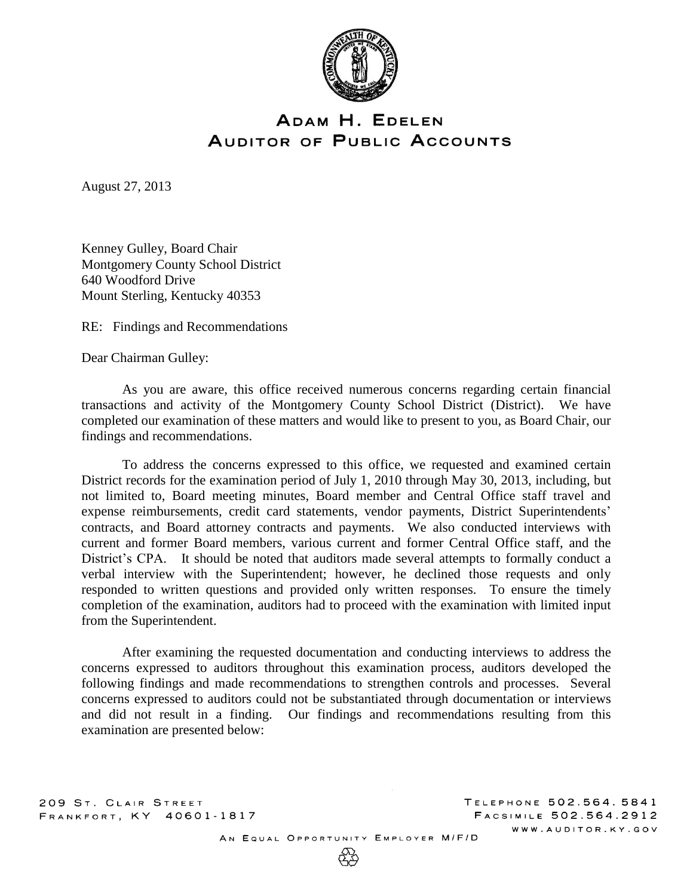# ADAM H. EDELEN
## AUDITOR OF PUBLIC ACCOUNTS

August 27, 2013

Kenney Gulley, Board Chair
Montgomery County School District
640 Woodford Drive
Mount Sterling, Kentucky 40353

RE: Findings and Recommendations

Dear Chairman Gulley:

As you are aware, this office received numerous concerns regarding certain financial transactions and activity of the Montgomery County School District (District). We have completed our examination of these matters and would like to present to you, as Board Chair, our findings and recommendations.

To address the concerns expressed to this office, we requested and examined certain District records for the examination period of July 1, 2010 through May 30, 2013, including, but not limited to, Board meeting minutes, Board member and Central Office staff travel and expense reimbursements, credit card statements, vendor payments, District Superintendents' contracts, and Board attorney contracts and payments. We also conducted interviews with current and former Board members, various current and former Central Office staff, and the District's CPA. It should be noted that auditors made several attempts to formally conduct a verbal interview with the Superintendent; however, he declined those requests and only responded to written questions and provided only written responses. To ensure the timely completion of the examination, auditors had to proceed with the examination with limited input from the Superintendent.

After examining the requested documentation and conducting interviews to address the concerns expressed to auditors throughout this examination process, auditors developed the following findings and made recommendations to strengthen controls and processes. Several concerns expressed to auditors could not be substantiated through documentation or interviews and did not result in a finding. Our findings and recommendations resulting from this examination are presented below:

209 St. Clair Street
Frankfort, KY 40601-1817

Telephone 502.564.5841
Facsimile 502.564.2912
www.auditor.ky.gov

An Equal Opportunity Employer M/F/D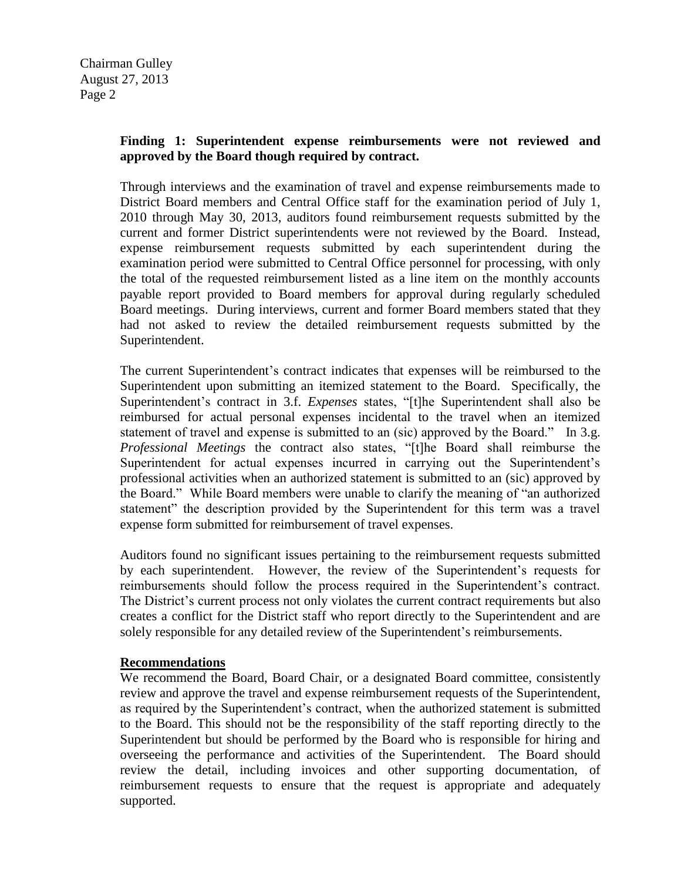**Finding 1: Superintendent expense reimbursements were not reviewed and approved by the Board though required by contract.**

Through interviews and the examination of travel and expense reimbursements made to District Board members and Central Office staff for the examination period of July 1, 2010 through May 30, 2013, auditors found reimbursement requests submitted by the current and former District superintendents were not reviewed by the Board. Instead, expense reimbursement requests submitted by each superintendent during the examination period were submitted to Central Office personnel for processing, with only the total of the requested reimbursement listed as a line item on the monthly accounts payable report provided to Board members for approval during regularly scheduled Board meetings. During interviews, current and former Board members stated that they had not asked to review the detailed reimbursement requests submitted by the Superintendent.

The current Superintendent's contract indicates that expenses will be reimbursed to the Superintendent upon submitting an itemized statement to the Board. Specifically, the Superintendent's contract in 3.f. *Expenses* states, "[t]he Superintendent shall also be reimbursed for actual personal expenses incidental to the travel when an itemized statement of travel and expense is submitted to an (sic) approved by the Board." In 3.g. *Professional Meetings* the contract also states, "[t]he Board shall reimburse the Superintendent for actual expenses incurred in carrying out the Superintendent's professional activities when an authorized statement is submitted to an (sic) approved by the Board." While Board members were unable to clarify the meaning of "an authorized statement" the description provided by the Superintendent for this term was a travel expense form submitted for reimbursement of travel expenses.

Auditors found no significant issues pertaining to the reimbursement requests submitted by each superintendent. However, the review of the Superintendent's requests for reimbursements should follow the process required in the Superintendent's contract. The District's current process not only violates the current contract requirements but also creates a conflict for the District staff who report directly to the Superintendent and are solely responsible for any detailed review of the Superintendent's reimbursements.

**Recommendations**

We recommend the Board, Board Chair, or a designated Board committee, consistently review and approve the travel and expense reimbursement requests of the Superintendent, as required by the Superintendent's contract, when the authorized statement is submitted to the Board. This should not be the responsibility of the staff reporting directly to the Superintendent but should be performed by the Board who is responsible for hiring and overseeing the performance and activities of the Superintendent. The Board should review the detail, including invoices and other supporting documentation, of reimbursement requests to ensure that the request is appropriate and adequately supported.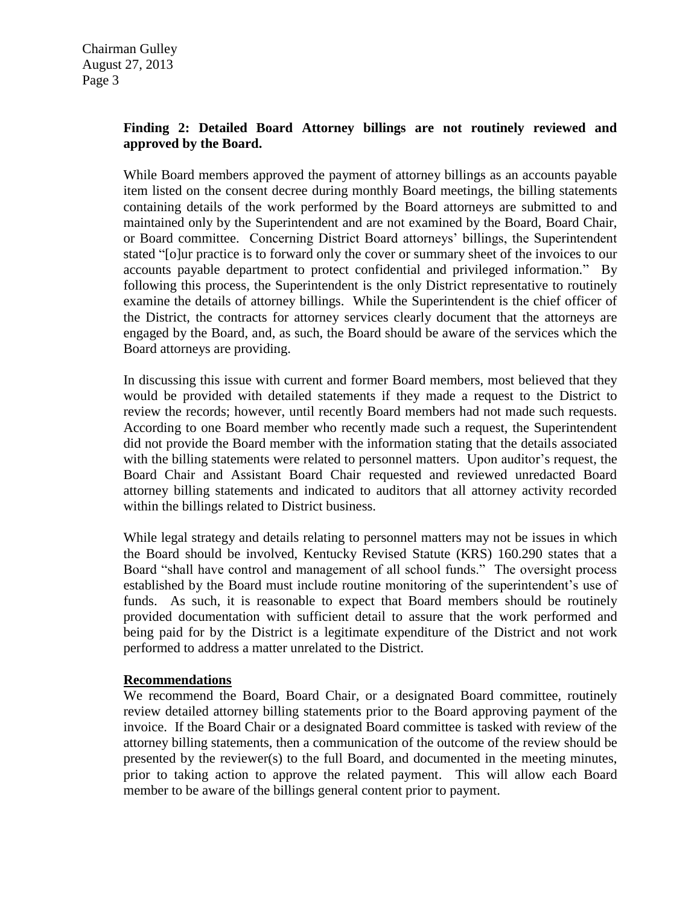**Finding 2: Detailed Board Attorney billings are not routinely reviewed and approved by the Board.**

While Board members approved the payment of attorney billings as an accounts payable item listed on the consent decree during monthly Board meetings, the billing statements containing details of the work performed by the Board attorneys are submitted to and maintained only by the Superintendent and are not examined by the Board, Board Chair, or Board committee. Concerning District Board attorneys' billings, the Superintendent stated "[o]ur practice is to forward only the cover or summary sheet of the invoices to our accounts payable department to protect confidential and privileged information." By following this process, the Superintendent is the only District representative to routinely examine the details of attorney billings. While the Superintendent is the chief officer of the District, the contracts for attorney services clearly document that the attorneys are engaged by the Board, and, as such, the Board should be aware of the services which the Board attorneys are providing.

In discussing this issue with current and former Board members, most believed that they would be provided with detailed statements if they made a request to the District to review the records; however, until recently Board members had not made such requests. According to one Board member who recently made such a request, the Superintendent did not provide the Board member with the information stating that the details associated with the billing statements were related to personnel matters. Upon auditor's request, the Board Chair and Assistant Board Chair requested and reviewed unredacted Board attorney billing statements and indicated to auditors that all attorney activity recorded within the billings related to District business.

While legal strategy and details relating to personnel matters may not be issues in which the Board should be involved, Kentucky Revised Statute (KRS) 160.290 states that a Board "shall have control and management of all school funds." The oversight process established by the Board must include routine monitoring of the superintendent's use of funds. As such, it is reasonable to expect that Board members should be routinely provided documentation with sufficient detail to assure that the work performed and being paid for by the District is a legitimate expenditure of the District and not work performed to address a matter unrelated to the District.

**Recommendations**

We recommend the Board, Board Chair, or a designated Board committee, routinely review detailed attorney billing statements prior to the Board approving payment of the invoice. If the Board Chair or a designated Board committee is tasked with review of the attorney billing statements, then a communication of the outcome of the review should be presented by the reviewer(s) to the full Board, and documented in the meeting minutes, prior to taking action to approve the related payment. This will allow each Board member to be aware of the billings general content prior to payment.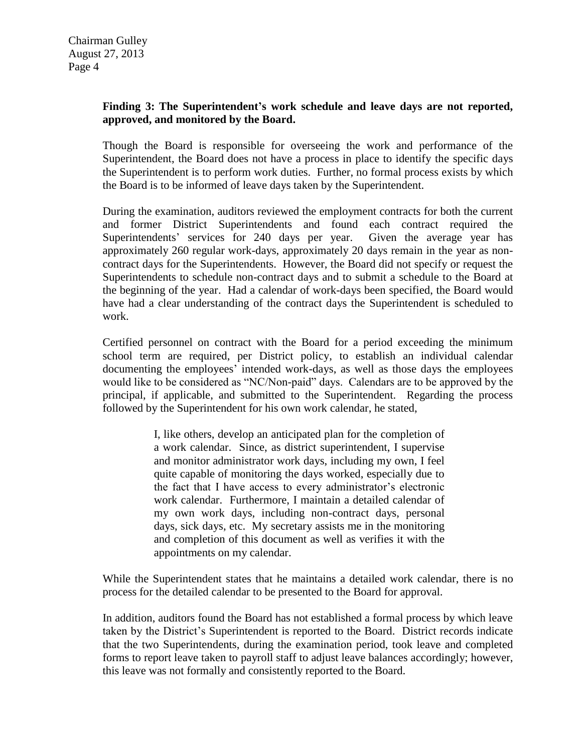**Finding 3: The Superintendent's work schedule and leave days are not reported, approved, and monitored by the Board.**

Though the Board is responsible for overseeing the work and performance of the Superintendent, the Board does not have a process in place to identify the specific days the Superintendent is to perform work duties. Further, no formal process exists by which the Board is to be informed of leave days taken by the Superintendent.

During the examination, auditors reviewed the employment contracts for both the current and former District Superintendents and found each contract required the Superintendents' services for 240 days per year. Given the average year has approximately 260 regular work-days, approximately 20 days remain in the year as non-contract days for the Superintendents. However, the Board did not specify or request the Superintendents to schedule non-contract days and to submit a schedule to the Board at the beginning of the year. Had a calendar of work-days been specified, the Board would have had a clear understanding of the contract days the Superintendent is scheduled to work.

Certified personnel on contract with the Board for a period exceeding the minimum school term are required, per District policy, to establish an individual calendar documenting the employees' intended work-days, as well as those days the employees would like to be considered as "NC/Non-paid" days. Calendars are to be approved by the principal, if applicable, and submitted to the Superintendent. Regarding the process followed by the Superintendent for his own work calendar, he stated,

> I, like others, develop an anticipated plan for the completion of a work calendar. Since, as district superintendent, I supervise and monitor administrator work days, including my own, I feel quite capable of monitoring the days worked, especially due to the fact that I have access to every administrator's electronic work calendar. Furthermore, I maintain a detailed calendar of my own work days, including non-contract days, personal days, sick days, etc. My secretary assists me in the monitoring and completion of this document as well as verifies it with the appointments on my calendar.

While the Superintendent states that he maintains a detailed work calendar, there is no process for the detailed calendar to be presented to the Board for approval.

In addition, auditors found the Board has not established a formal process by which leave taken by the District's Superintendent is reported to the Board. District records indicate that the two Superintendents, during the examination period, took leave and completed forms to report leave taken to payroll staff to adjust leave balances accordingly; however, this leave was not formally and consistently reported to the Board.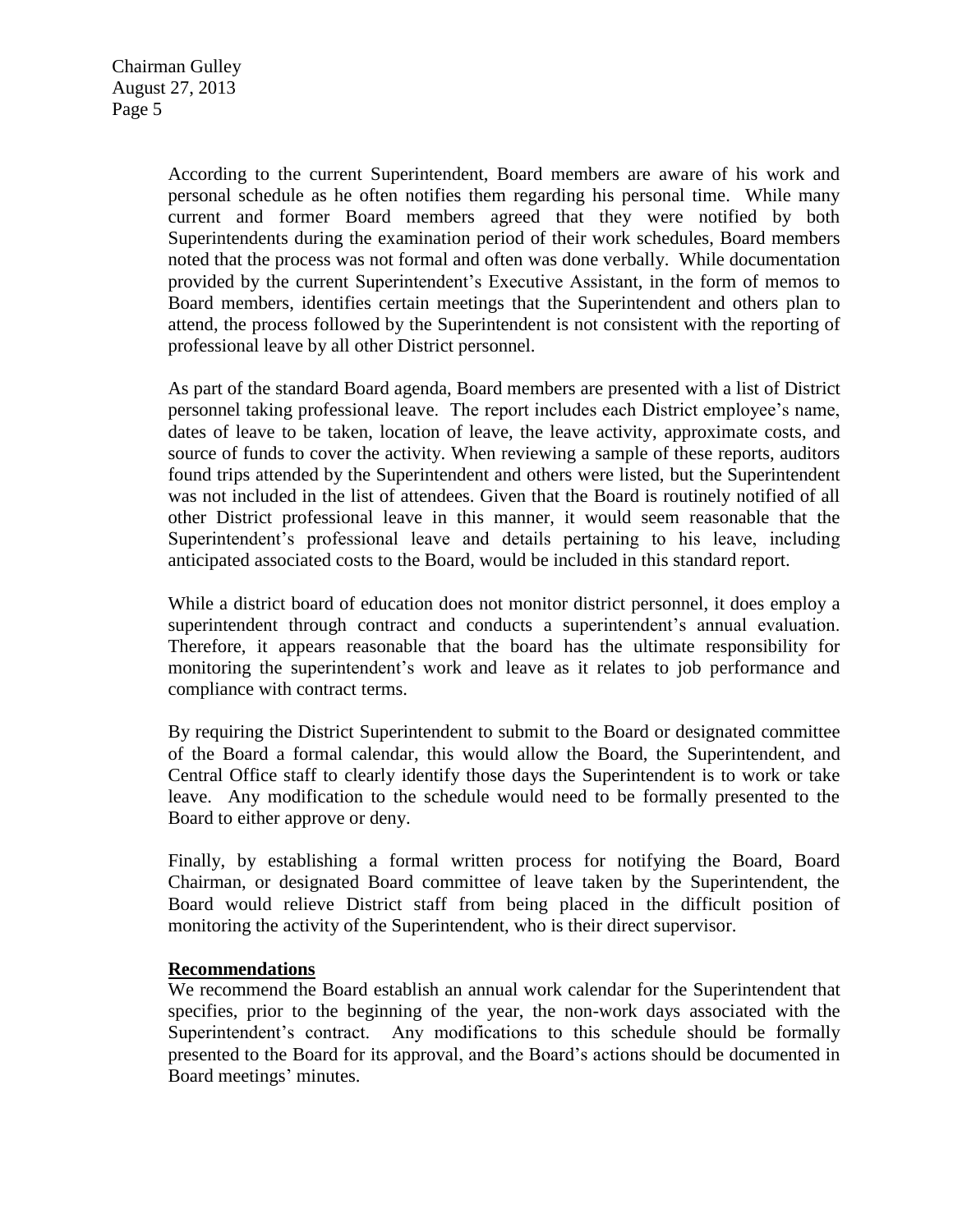According to the current Superintendent, Board members are aware of his work and personal schedule as he often notifies them regarding his personal time. While many current and former Board members agreed that they were notified by both Superintendents during the examination period of their work schedules, Board members noted that the process was not formal and often was done verbally. While documentation provided by the current Superintendent's Executive Assistant, in the form of memos to Board members, identifies certain meetings that the Superintendent and others plan to attend, the process followed by the Superintendent is not consistent with the reporting of professional leave by all other District personnel.

As part of the standard Board agenda, Board members are presented with a list of District personnel taking professional leave. The report includes each District employee's name, dates of leave to be taken, location of leave, the leave activity, approximate costs, and source of funds to cover the activity. When reviewing a sample of these reports, auditors found trips attended by the Superintendent and others were listed, but the Superintendent was not included in the list of attendees. Given that the Board is routinely notified of all other District professional leave in this manner, it would seem reasonable that the Superintendent's professional leave and details pertaining to his leave, including anticipated associated costs to the Board, would be included in this standard report.

While a district board of education does not monitor district personnel, it does employ a superintendent through contract and conducts a superintendent's annual evaluation. Therefore, it appears reasonable that the board has the ultimate responsibility for monitoring the superintendent's work and leave as it relates to job performance and compliance with contract terms.

By requiring the District Superintendent to submit to the Board or designated committee of the Board a formal calendar, this would allow the Board, the Superintendent, and Central Office staff to clearly identify those days the Superintendent is to work or take leave. Any modification to the schedule would need to be formally presented to the Board to either approve or deny.

Finally, by establishing a formal written process for notifying the Board, Board Chairman, or designated Board committee of leave taken by the Superintendent, the Board would relieve District staff from being placed in the difficult position of monitoring the activity of the Superintendent, who is their direct supervisor.

**Recommendations**

We recommend the Board establish an annual work calendar for the Superintendent that specifies, prior to the beginning of the year, the non-work days associated with the Superintendent's contract. Any modifications to this schedule should be formally presented to the Board for its approval, and the Board's actions should be documented in Board meetings' minutes.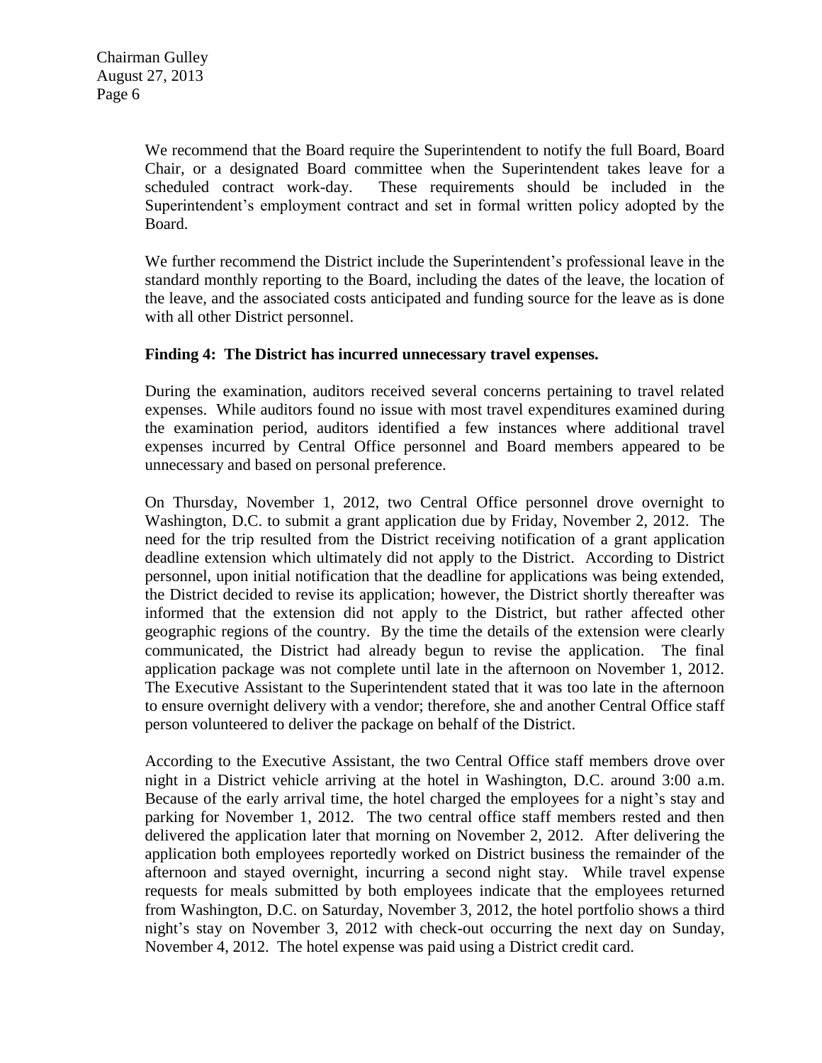We recommend that the Board require the Superintendent to notify the full Board, Board Chair, or a designated Board committee when the Superintendent takes leave for a scheduled contract work-day. These requirements should be included in the Superintendent's employment contract and set in formal written policy adopted by the Board.

We further recommend the District include the Superintendent's professional leave in the standard monthly reporting to the Board, including the dates of the leave, the location of the leave, and the associated costs anticipated and funding source for the leave as is done with all other District personnel.

**Finding 4: The District has incurred unnecessary travel expenses.**

During the examination, auditors received several concerns pertaining to travel related expenses. While auditors found no issue with most travel expenditures examined during the examination period, auditors identified a few instances where additional travel expenses incurred by Central Office personnel and Board members appeared to be unnecessary and based on personal preference.

On Thursday, November 1, 2012, two Central Office personnel drove overnight to Washington, D.C. to submit a grant application due by Friday, November 2, 2012. The need for the trip resulted from the District receiving notification of a grant application deadline extension which ultimately did not apply to the District. According to District personnel, upon initial notification that the deadline for applications was being extended, the District decided to revise its application; however, the District shortly thereafter was informed that the extension did not apply to the District, but rather affected other geographic regions of the country. By the time the details of the extension were clearly communicated, the District had already begun to revise the application. The final application package was not complete until late in the afternoon on November 1, 2012. The Executive Assistant to the Superintendent stated that it was too late in the afternoon to ensure overnight delivery with a vendor; therefore, she and another Central Office staff person volunteered to deliver the package on behalf of the District.

According to the Executive Assistant, the two Central Office staff members drove over night in a District vehicle arriving at the hotel in Washington, D.C. around 3:00 a.m. Because of the early arrival time, the hotel charged the employees for a night's stay and parking for November 1, 2012. The two central office staff members rested and then delivered the application later that morning on November 2, 2012. After delivering the application both employees reportedly worked on District business the remainder of the afternoon and stayed overnight, incurring a second night stay. While travel expense requests for meals submitted by both employees indicate that the employees returned from Washington, D.C. on Saturday, November 3, 2012, the hotel portfolio shows a third night's stay on November 3, 2012 with check-out occurring the next day on Sunday, November 4, 2012. The hotel expense was paid using a District credit card.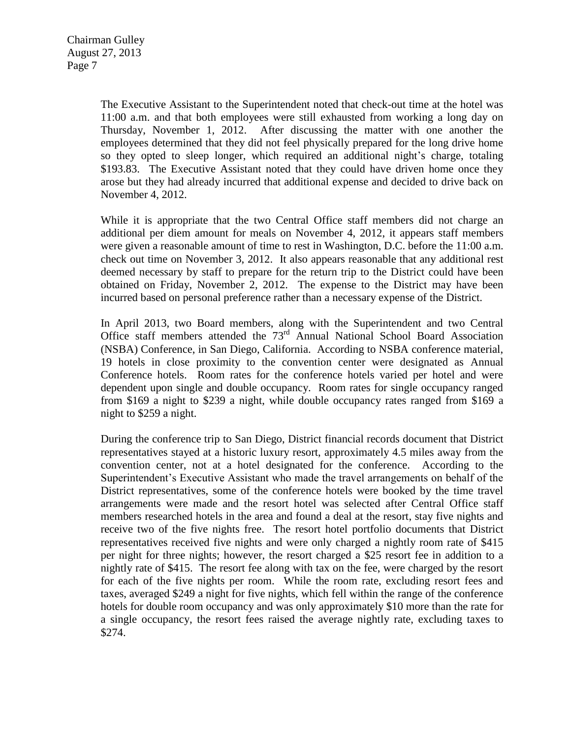The Executive Assistant to the Superintendent noted that check-out time at the hotel was 11:00 a.m. and that both employees were still exhausted from working a long day on Thursday, November 1, 2012. After discussing the matter with one another the employees determined that they did not feel physically prepared for the long drive home so they opted to sleep longer, which required an additional night's charge, totaling \$193.83. The Executive Assistant noted that they could have driven home once they arose but they had already incurred that additional expense and decided to drive back on November 4, 2012.

While it is appropriate that the two Central Office staff members did not charge an additional per diem amount for meals on November 4, 2012, it appears staff members were given a reasonable amount of time to rest in Washington, D.C. before the 11:00 a.m. check out time on November 3, 2012. It also appears reasonable that any additional rest deemed necessary by staff to prepare for the return trip to the District could have been obtained on Friday, November 2, 2012. The expense to the District may have been incurred based on personal preference rather than a necessary expense of the District.

In April 2013, two Board members, along with the Superintendent and two Central Office staff members attended the 73rd Annual National School Board Association (NSBA) Conference, in San Diego, California. According to NSBA conference material, 19 hotels in close proximity to the convention center were designated as Annual Conference hotels. Room rates for the conference hotels varied per hotel and were dependent upon single and double occupancy. Room rates for single occupancy ranged from \$169 a night to \$239 a night, while double occupancy rates ranged from \$169 a night to \$259 a night.

During the conference trip to San Diego, District financial records document that District representatives stayed at a historic luxury resort, approximately 4.5 miles away from the convention center, not at a hotel designated for the conference. According to the Superintendent's Executive Assistant who made the travel arrangements on behalf of the District representatives, some of the conference hotels were booked by the time travel arrangements were made and the resort hotel was selected after Central Office staff members researched hotels in the area and found a deal at the resort, stay five nights and receive two of the five nights free. The resort hotel portfolio documents that District representatives received five nights and were only charged a nightly room rate of \$415 per night for three nights; however, the resort charged a \$25 resort fee in addition to a nightly rate of \$415. The resort fee along with tax on the fee, were charged by the resort for each of the five nights per room. While the room rate, excluding resort fees and taxes, averaged \$249 a night for five nights, which fell within the range of the conference hotels for double room occupancy and was only approximately \$10 more than the rate for a single occupancy, the resort fees raised the average nightly rate, excluding taxes to \$274.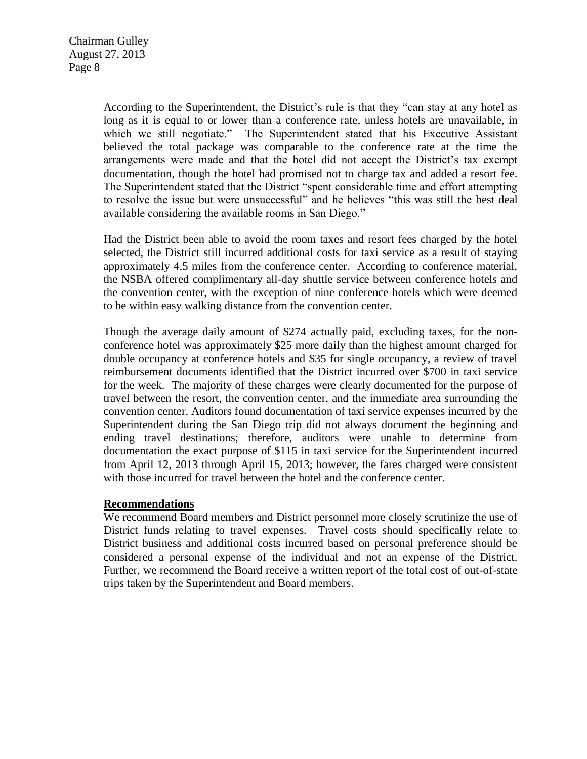According to the Superintendent, the District's rule is that they "can stay at any hotel as long as it is equal to or lower than a conference rate, unless hotels are unavailable, in which we still negotiate." The Superintendent stated that his Executive Assistant believed the total package was comparable to the conference rate at the time the arrangements were made and that the hotel did not accept the District's tax exempt documentation, though the hotel had promised not to charge tax and added a resort fee. The Superintendent stated that the District "spent considerable time and effort attempting to resolve the issue but were unsuccessful" and he believes "this was still the best deal available considering the available rooms in San Diego."

Had the District been able to avoid the room taxes and resort fees charged by the hotel selected, the District still incurred additional costs for taxi service as a result of staying approximately 4.5 miles from the conference center. According to conference material, the NSBA offered complimentary all-day shuttle service between conference hotels and the convention center, with the exception of nine conference hotels which were deemed to be within easy walking distance from the convention center.

Though the average daily amount of $274 actually paid, excluding taxes, for the non-conference hotel was approximately $25 more daily than the highest amount charged for double occupancy at conference hotels and $35 for single occupancy, a review of travel reimbursement documents identified that the District incurred over $700 in taxi service for the week. The majority of these charges were clearly documented for the purpose of travel between the resort, the convention center, and the immediate area surrounding the convention center. Auditors found documentation of taxi service expenses incurred by the Superintendent during the San Diego trip did not always document the beginning and ending travel destinations; therefore, auditors were unable to determine from documentation the exact purpose of $115 in taxi service for the Superintendent incurred from April 12, 2013 through April 15, 2013; however, the fares charged were consistent with those incurred for travel between the hotel and the conference center.

**Recommendations**

We recommend Board members and District personnel more closely scrutinize the use of District funds relating to travel expenses. Travel costs should specifically relate to District business and additional costs incurred based on personal preference should be considered a personal expense of the individual and not an expense of the District. Further, we recommend the Board receive a written report of the total cost of out-of-state trips taken by the Superintendent and Board members.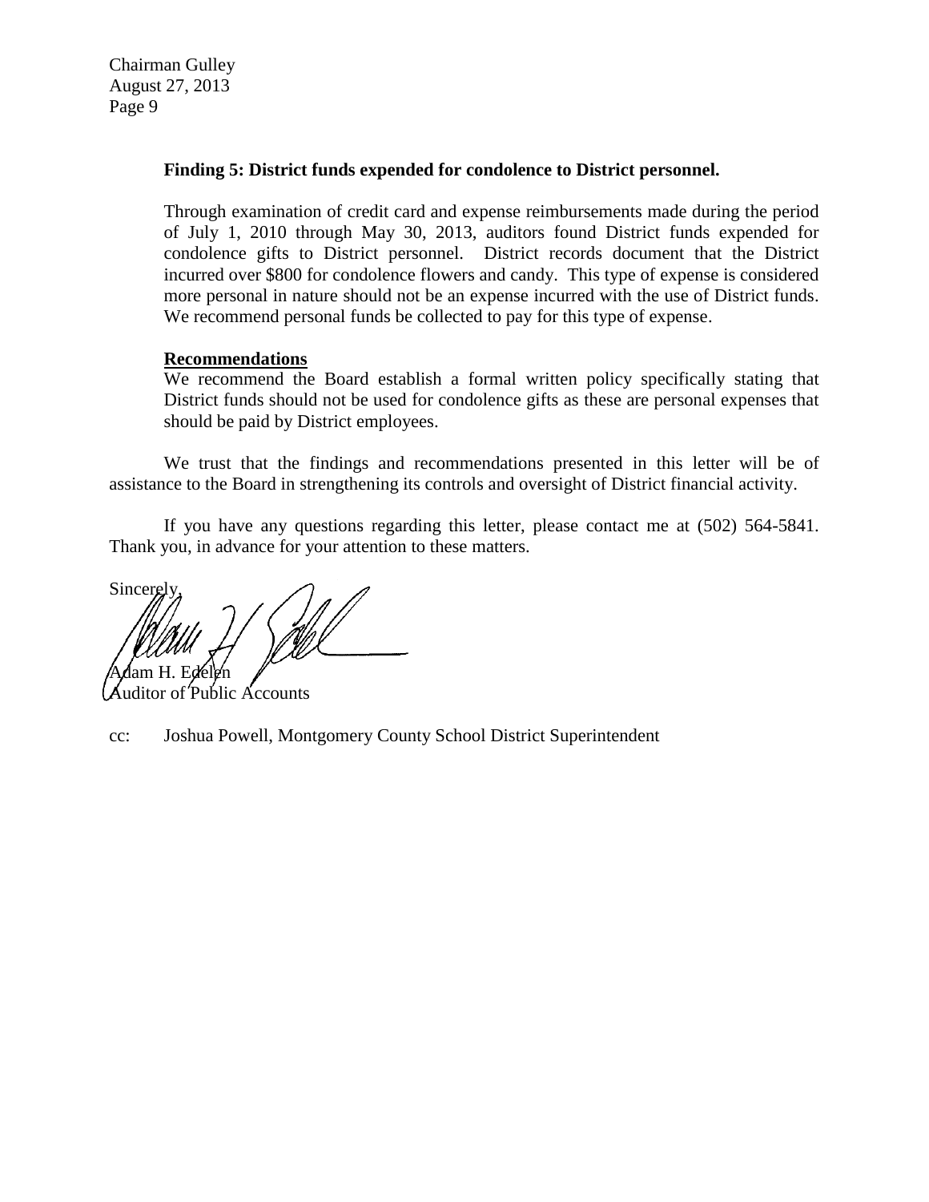**Finding 5: District funds expended for condolence to District personnel.**

Through examination of credit card and expense reimbursements made during the period of July 1, 2010 through May 30, 2013, auditors found District funds expended for condolence gifts to District personnel. District records document that the District incurred over $800 for condolence flowers and candy. This type of expense is considered more personal in nature should not be an expense incurred with the use of District funds. We recommend personal funds be collected to pay for this type of expense.

**Recommendations**

We recommend the Board establish a formal written policy specifically stating that District funds should not be used for condolence gifts as these are personal expenses that should be paid by District employees.

We trust that the findings and recommendations presented in this letter will be of assistance to the Board in strengthening its controls and oversight of District financial activity.

If you have any questions regarding this letter, please contact me at (502) 564-5841. Thank you, in advance for your attention to these matters.

Sincerely,

Adam H. Edelen
Auditor of Public Accounts

cc: Joshua Powell, Montgomery County School District Superintendent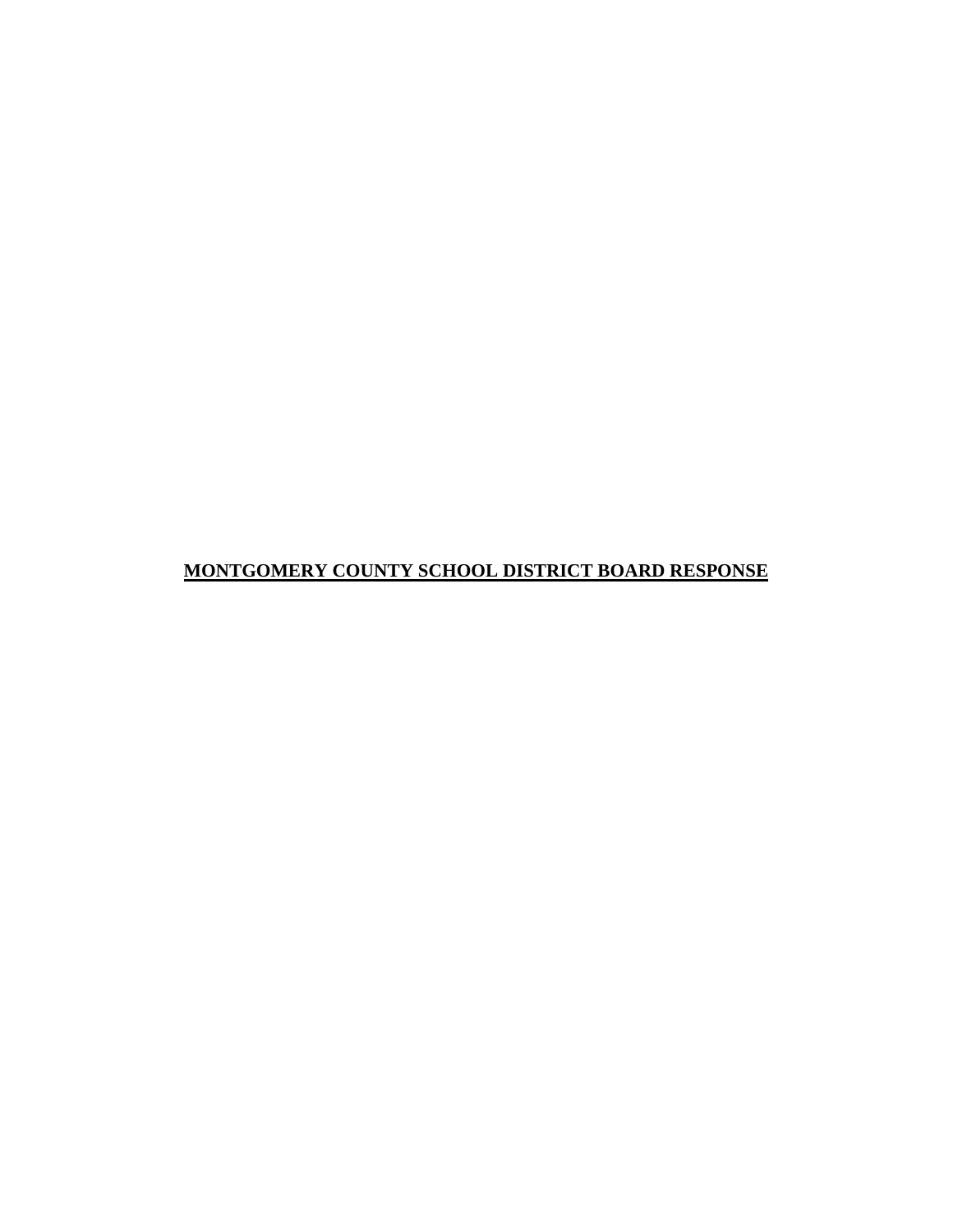**<u>MONTGOMERY COUNTY SCHOOL DISTRICT BOARD RESPONSE</u>**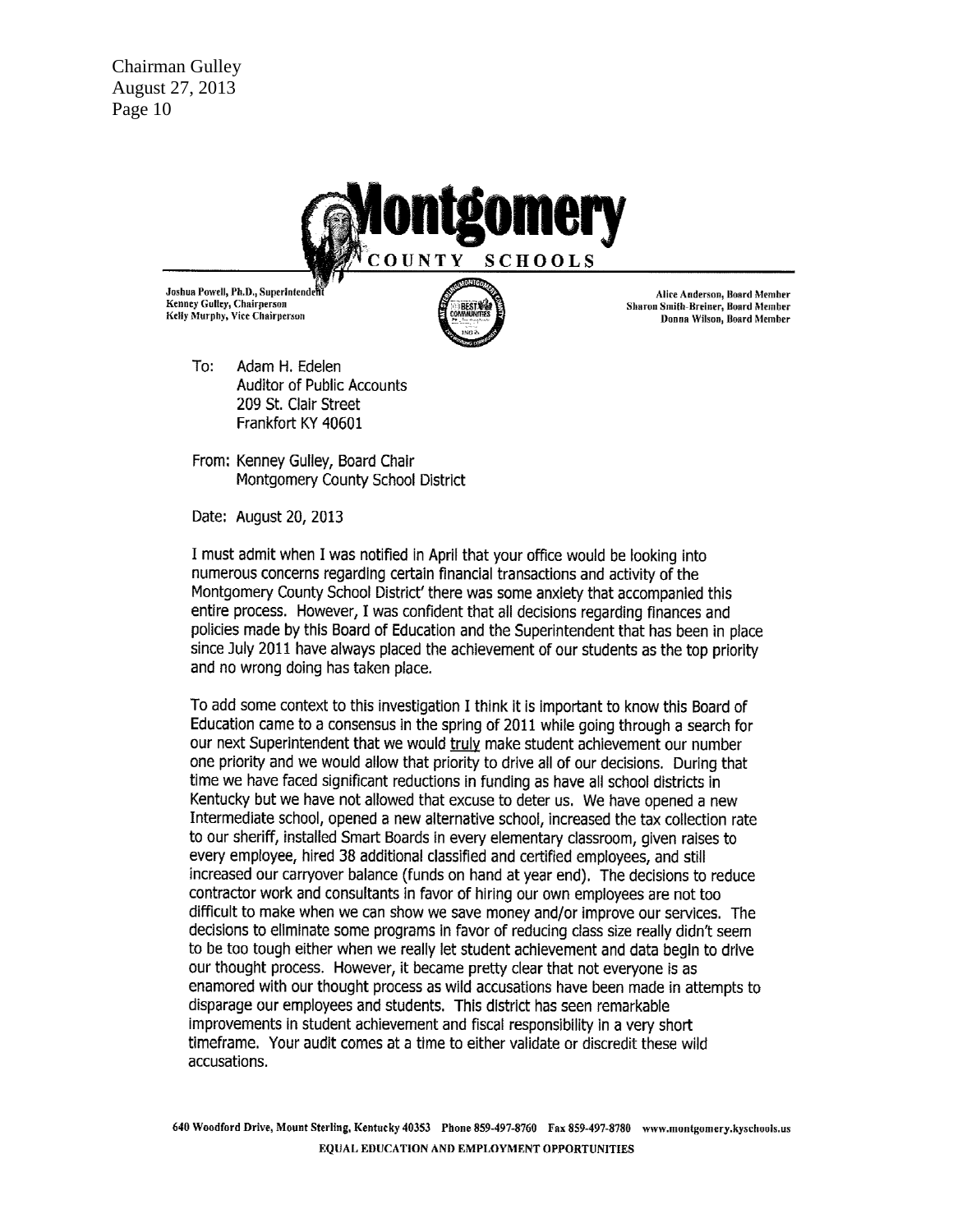Chairman Gulley
August 27, 2013

**Montgomery**
**COUNTY SCHOOLS**

Joshua Powell, Ph.D., Superintendent
Kenney Gulley, Chairperson
Kelly Murphy, Vice Chairperson

Alice Anderson, Board Member
Sharon Smith-Breiner, Board Member
Donna Wilson, Board Member

To: Adam H. Edelen
Auditor of Public Accounts
209 St. Clair Street
Frankfort KY 40601

From: Kenney Gulley, Board Chair
Montgomery County School District

Date: August 20, 2013

I must admit when I was notified in April that your office would be looking into numerous concerns regarding certain financial transactions and activity of the Montgomery County School District' there was some anxiety that accompanied this entire process. However, I was confident that all decisions regarding finances and policies made by this Board of Education and the Superintendent that has been in place since July 2011 have always placed the achievement of our students as the top priority and no wrong doing has taken place.

To add some context to this investigation I think it is important to know this Board of Education came to a consensus in the spring of 2011 while going through a search for our next Superintendent that we would <u>truly</u> make student achievement our number one priority and we would allow that priority to drive all of our decisions. During that time we have faced significant reductions in funding as have all school districts in Kentucky but we have not allowed that excuse to deter us. We have opened a new Intermediate school, opened a new alternative school, increased the tax collection rate to our sheriff, installed Smart Boards in every elementary classroom, given raises to every employee, hired 38 additional classified and certified employees, and still increased our carryover balance (funds on hand at year end). The decisions to reduce contractor work and consultants in favor of hiring our own employees are not too difficult to make when we can show we save money and/or improve our services. The decisions to eliminate some programs in favor of reducing class size really didn't seem to be too tough either when we really let student achievement and data begin to drive our thought process. However, it became pretty clear that not everyone is as enamored with our thought process as wild accusations have been made in attempts to disparage our employees and students. This district has seen remarkable improvements in student achievement and fiscal responsibility in a very short timeframe. Your audit comes at a time to either validate or discredit these wild accusations.

640 Woodford Drive, Mount Sterling, Kentucky 40353 Phone 859-497-8760 Fax 859-497-8780 www.montgomery.kyschools.us
EQUAL EDUCATION AND EMPLOYMENT OPPORTUNITIES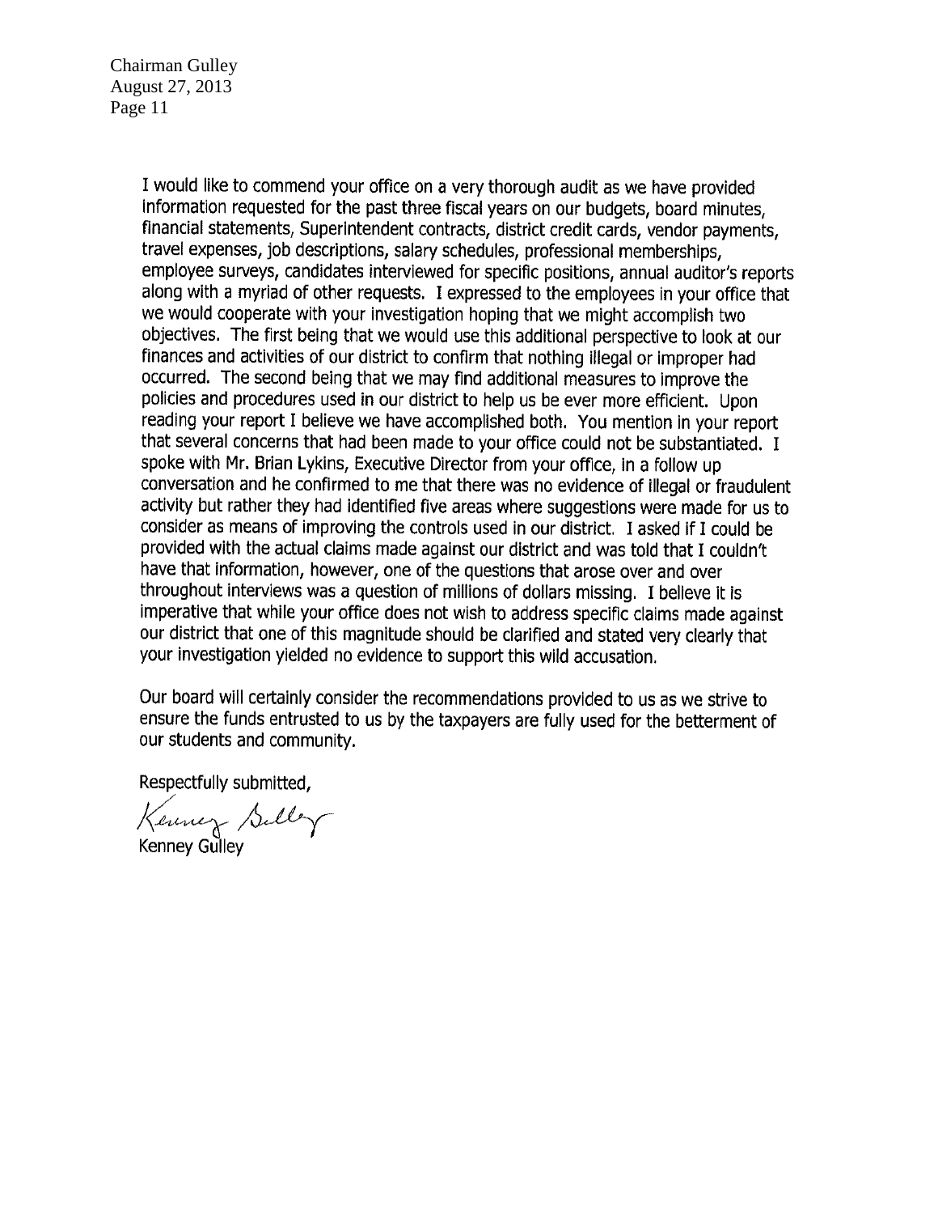I would like to commend your office on a very thorough audit as we have provided information requested for the past three fiscal years on our budgets, board minutes, financial statements, Superintendent contracts, district credit cards, vendor payments, travel expenses, job descriptions, salary schedules, professional memberships, employee surveys, candidates interviewed for specific positions, annual auditor's reports along with a myriad of other requests. I expressed to the employees in your office that we would cooperate with your investigation hoping that we might accomplish two objectives. The first being that we would use this additional perspective to look at our finances and activities of our district to confirm that nothing illegal or improper had occurred. The second being that we may find additional measures to improve the policies and procedures used in our district to help us be ever more efficient. Upon reading your report I believe we have accomplished both. You mention in your report that several concerns that had been made to your office could not be substantiated. I spoke with Mr. Brian Lykins, Executive Director from your office, in a follow up conversation and he confirmed to me that there was no evidence of illegal or fraudulent activity but rather they had identified five areas where suggestions were made for us to consider as means of improving the controls used in our district. I asked if I could be provided with the actual claims made against our district and was told that I couldn't have that information, however, one of the questions that arose over and over throughout interviews was a question of millions of dollars missing. I believe it is imperative that while your office does not wish to address specific claims made against our district that one of this magnitude should be clarified and stated very clearly that your investigation yielded no evidence to support this wild accusation.

Our board will certainly consider the recommendations provided to us as we strive to ensure the funds entrusted to us by the taxpayers are fully used for the betterment of our students and community.

Respectfully submitted,

Kenney Gulley